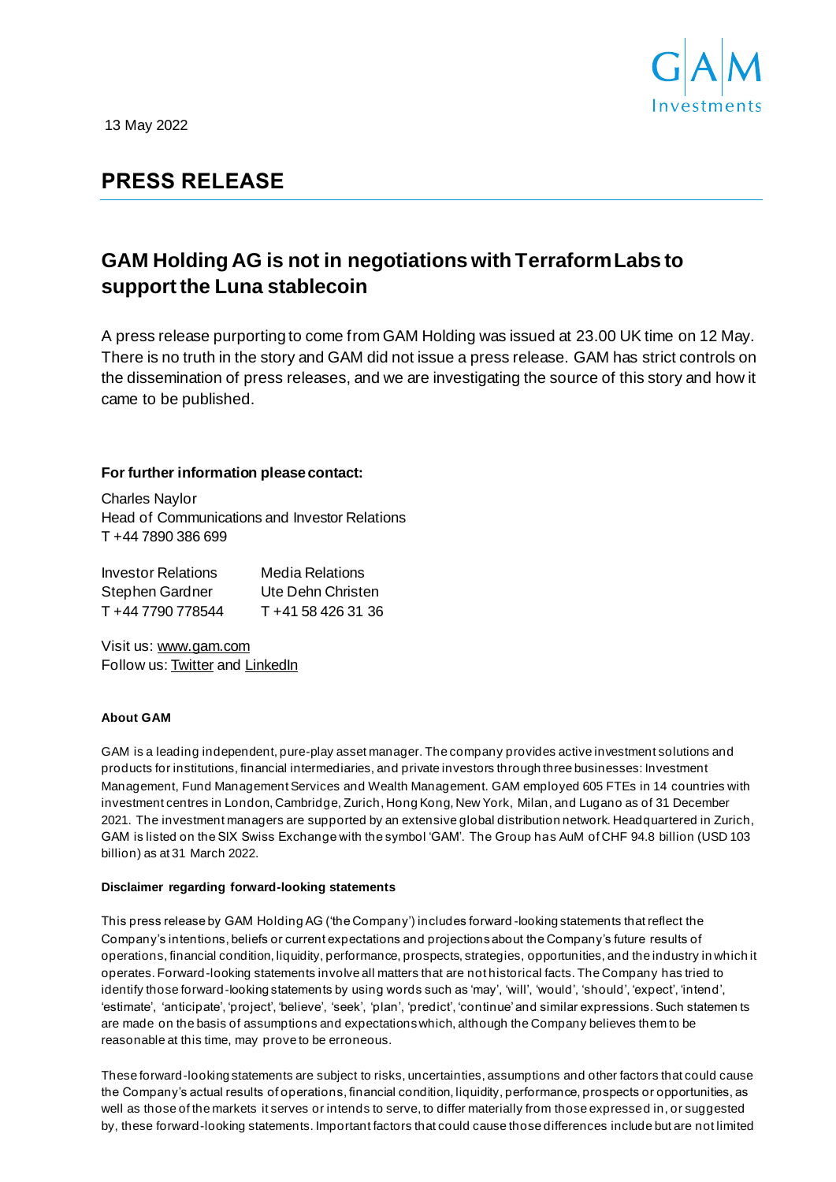13 May 2022

# PRESS RELEASE

## GAM Holding AG is not in negotiations with Terraform Labs to support the Luna stablecoin

A press release purporting to come from GAM Holding was issued at 23.00 UK time on 12 May. There is no truth in the story and GAM did not issue a press release. GAM has strict controls on the dissemination of press releases, and we are investigating the source of this story and how it came to be published.

**For further information please contact:**

Charles Naylor
Head of Communications and Investor Relations
T +44 7890 386 699

| Investor Relations | Media Relations |
|---|---|
| Stephen Gardner | Ute Dehn Christen |
| T +44 7790 778544 | T +41 58 426 31 36 |

Visit us: www.gam.com
Follow us: Twitter and LinkedIn

#### About GAM

GAM is a leading independent, pure-play asset manager. The company provides active investment solutions and products for institutions, financial intermediaries, and private investors through three businesses: Investment Management, Fund Management Services and Wealth Management. GAM employed 605 FTEs in 14 countries with investment centres in London, Cambridge, Zurich, Hong Kong, New York, Milan, and Lugano as of 31 December 2021. The investment managers are supported by an extensive global distribution network. Headquartered in Zurich, GAM is listed on the SIX Swiss Exchange with the symbol 'GAM'. The Group has AuM of CHF 94.8 billion (USD 103 billion) as at 31 March 2022.

#### Disclaimer regarding forward-looking statements

This press release by GAM Holding AG ('the Company') includes forward-looking statements that reflect the Company's intentions, beliefs or current expectations and projections about the Company's future results of operations, financial condition, liquidity, performance, prospects, strategies, opportunities, and the industry in which it operates. Forward-looking statements involve all matters that are not historical facts. The Company has tried to identify those forward-looking statements by using words such as 'may', 'will', 'would', 'should', 'expect', 'intend', 'estimate', 'anticipate', 'project', 'believe', 'seek', 'plan', 'predict', 'continue' and similar expressions. Such statements are made on the basis of assumptions and expectations which, although the Company believes them to be reasonable at this time, may prove to be erroneous.

These forward-looking statements are subject to risks, uncertainties, assumptions and other factors that could cause the Company's actual results of operations, financial condition, liquidity, performance, prospects or opportunities, as well as those of the markets it serves or intends to serve, to differ materially from those expressed in, or suggested by, these forward-looking statements. Important factors that could cause those differences include but are not limited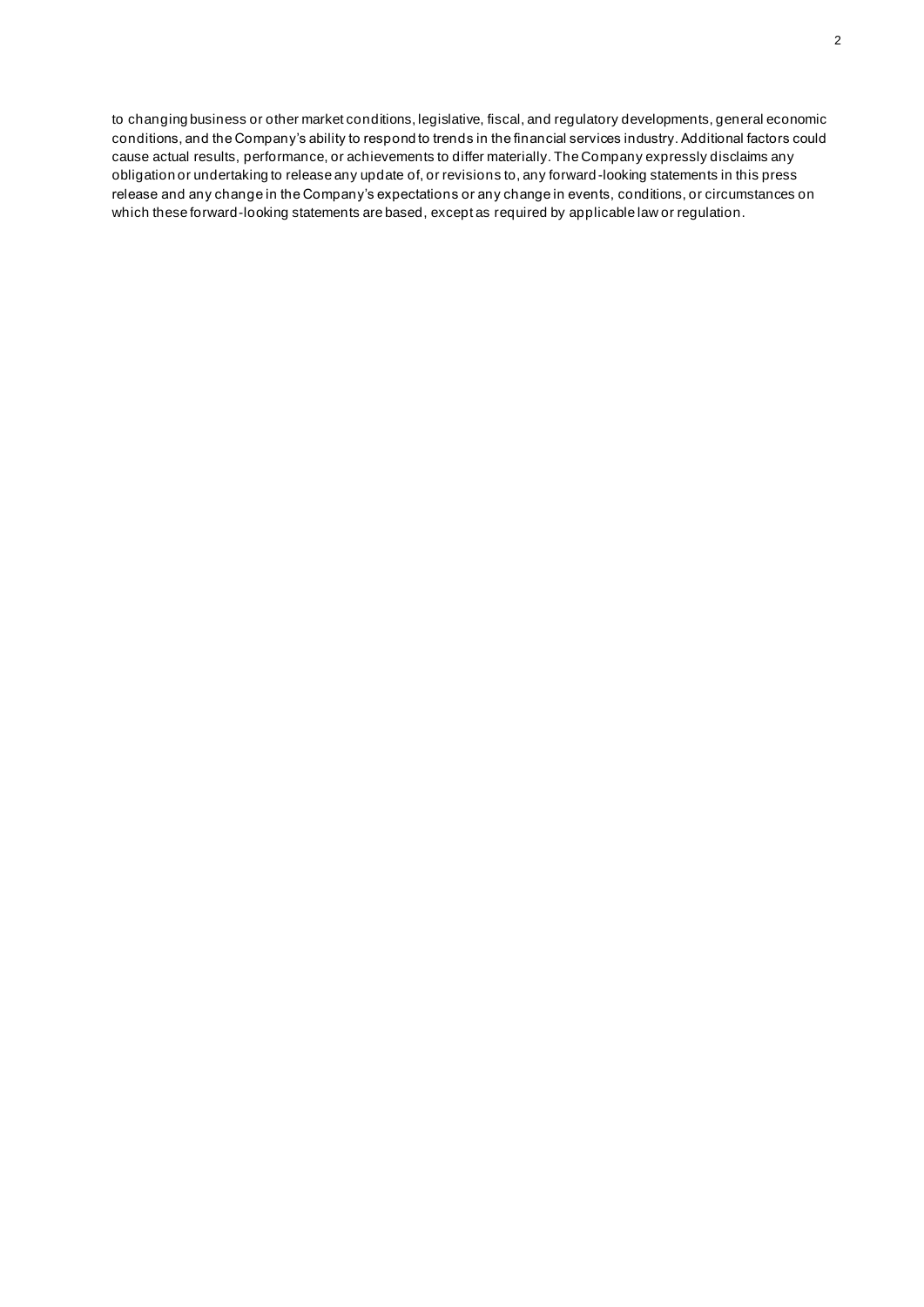to changing business or other market conditions, legislative, fiscal, and regulatory developments, general economic conditions, and the Company's ability to respond to trends in the financial services industry. Additional factors could cause actual results, performance, or achievements to differ materially. The Company expressly disclaims any obligation or undertaking to release any update of, or revisions to, any forward-looking statements in this press release and any change in the Company's expectations or any change in events, conditions, or circumstances on which these forward-looking statements are based, except as required by applicable law or regulation.